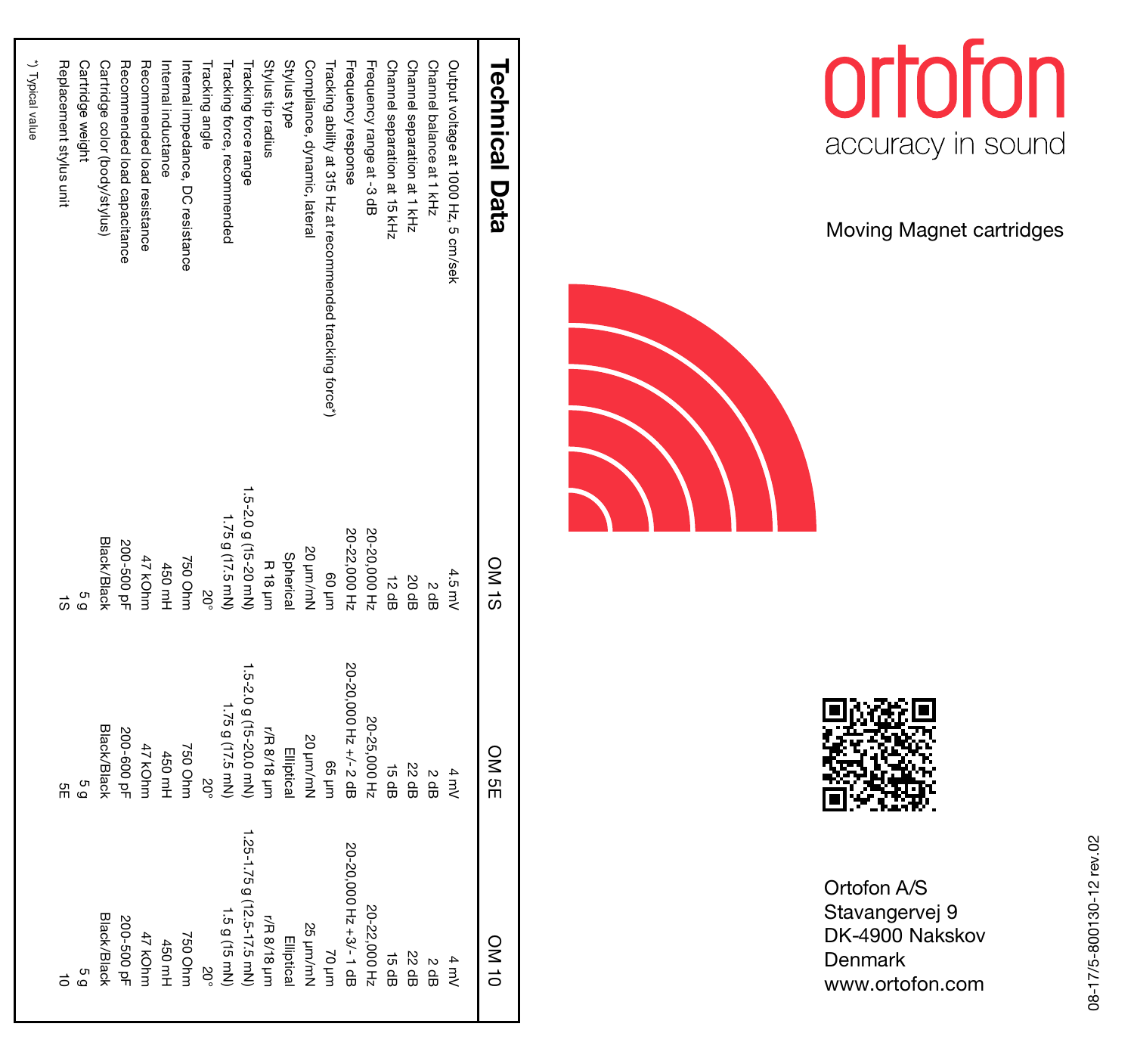# ortofon

accuracy in sound

Moving Magnet cartridges

Ortofon A/S
Stavangervej 9
DK-4900 Nakskov
Denmark
www.ortofon.com

08-17/5-800130-12 rev.02

## Technical Data

| | OM 1S | OM 5E | OM 10 |
|---|---|---|---|
| Output voltage at 1000 Hz, 5 cm/sek | 4.5 mV | 4 mV | 4 mV |
| Channel balance at 1 kHz | 2 dB | 2 dB | 2 dB |
| Channel separation at 1 kHz | 20 dB | 22 dB | 22 dB |
| Channel separation at 15 kHz | 12 dB | 15 dB | 15 dB |
| Frequency range at -3 dB | 20-20,000 Hz | 20-25,000 Hz | 20-22,000 Hz |
| Frequency response | 20-22,000 Hz | 20-20,000 Hz +/- 2 dB | 20-20,000 Hz +3/- 1 dB |
| Tracking ability at 315 Hz at recommended tracking force*) | 60 µm | 65 µm | 70 µm |
| Compliance, dynamic, lateral | 20 µm/mN | 20 µm/mN | 25 µm/mN |
| Stylus type | Spherical | Elliptical | Elliptical |
| Stylus tip radius | R 18 µm | r/R 8/18 µm | r/R 8/18 µm |
| Tracking force range | 1.5-2.0 g (15-20 mN) | 1.5-2.0 g (15-20.0 mN) | 1.25-1.75 g (12.5-17.5 mN) |
| Tracking force, recommended | 1.75 g (17.5 mN) | 1.75 g (17.5 mN) | 1.5 g (15 mN) |
| Tracking angle | 20° | 20° | 20° |
| Internal impedance, DC resistance | 750 Ohm | 750 Ohm | 750 Ohm |
| Internal inductance | 450 mH | 450 mH | 450 mH |
| Recommended load resistance | 47 kOhm | 47 kOhm | 47 kOhm |
| Recommended load capacitance | 200-500 pF | 200-600 pF | 200-500 pF |
| Cartridge color (body/stylus) | Black/Black | Black/Black | Black/Black |
| Cartridge weight | 5 g | 5 g | 5 g |
| Replacement stylus unit | 1S | 5E | 10 |

*) Typical value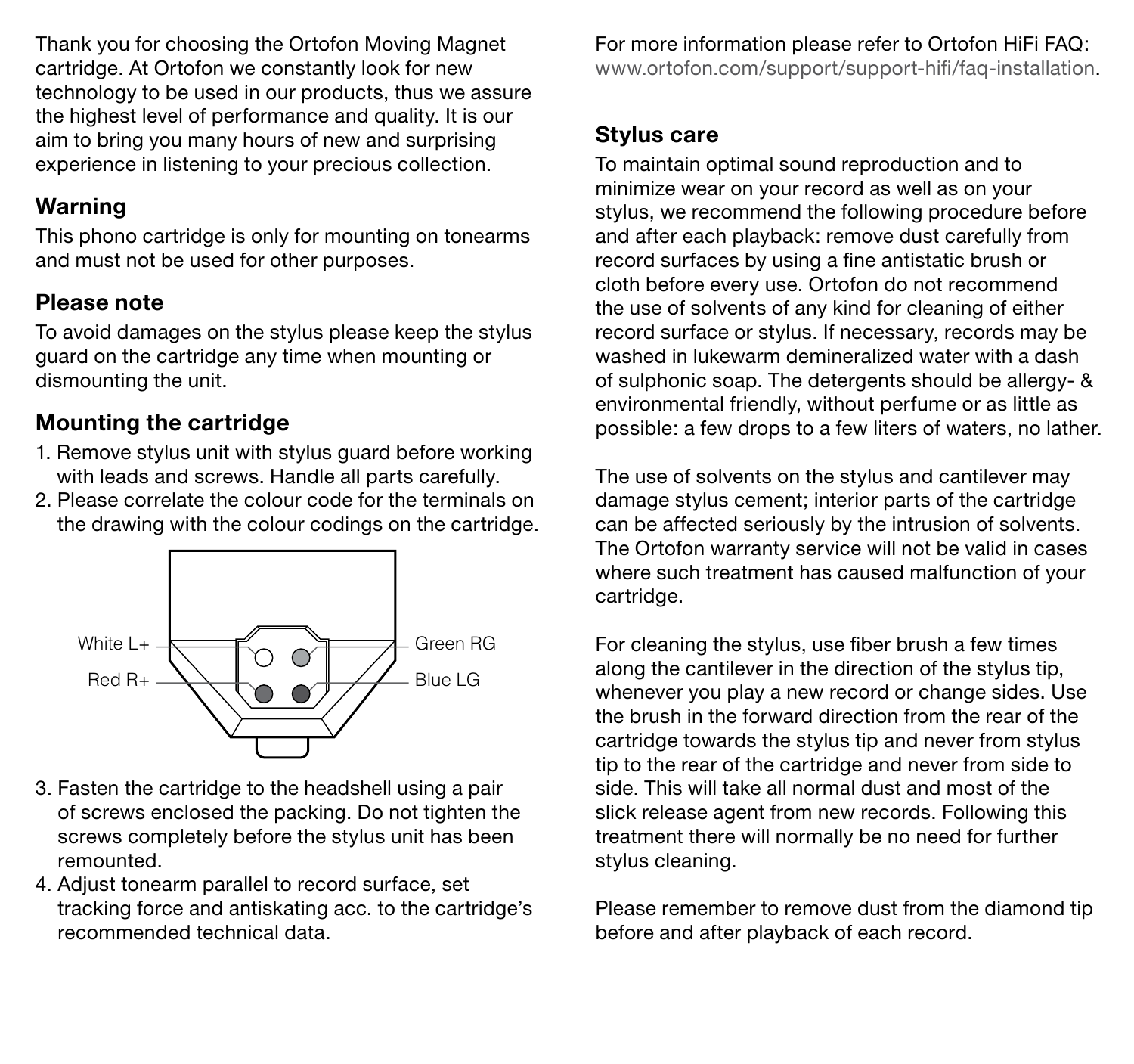Thank you for choosing the Ortofon Moving Magnet cartridge. At Ortofon we constantly look for new technology to be used in our products, thus we assure the highest level of performance and quality. It is our aim to bring you many hours of new and surprising experience in listening to your precious collection.

## Warning

This phono cartridge is only for mounting on tonearms and must not be used for other purposes.

## Please note

To avoid damages on the stylus please keep the stylus guard on the cartridge any time when mounting or dismounting the unit.

## Mounting the cartridge

1. Remove stylus unit with stylus guard before working with leads and screws. Handle all parts carefully.
2. Please correlate the colour code for the terminals on the drawing with the colour codings on the cartridge.

White L+
Green RG
Red R+
Blue LG

3. Fasten the cartridge to the headshell using a pair of screws enclosed the packing. Do not tighten the screws completely before the stylus unit has been remounted.
4. Adjust tonearm parallel to record surface, set tracking force and antiskating acc. to the cartridge's recommended technical data.

For more information please refer to Ortofon HiFi FAQ: www.ortofon.com/support/support-hifi/faq-installation.

## Stylus care

To maintain optimal sound reproduction and to minimize wear on your record as well as on your stylus, we recommend the following procedure before and after each playback: remove dust carefully from record surfaces by using a fine antistatic brush or cloth before every use. Ortofon do not recommend the use of solvents of any kind for cleaning of either record surface or stylus. If necessary, records may be washed in lukewarm demineralized water with a dash of sulphonic soap. The detergents should be allergy- & environmental friendly, without perfume or as little as possible: a few drops to a few liters of waters, no lather.

The use of solvents on the stylus and cantilever may damage stylus cement; interior parts of the cartridge can be affected seriously by the intrusion of solvents. The Ortofon warranty service will not be valid in cases where such treatment has caused malfunction of your cartridge.

For cleaning the stylus, use fiber brush a few times along the cantilever in the direction of the stylus tip, whenever you play a new record or change sides. Use the brush in the forward direction from the rear of the cartridge towards the stylus tip and never from stylus tip to the rear of the cartridge and never from side to side. This will take all normal dust and most of the slick release agent from new records. Following this treatment there will normally be no need for further stylus cleaning.

Please remember to remove dust from the diamond tip before and after playback of each record.